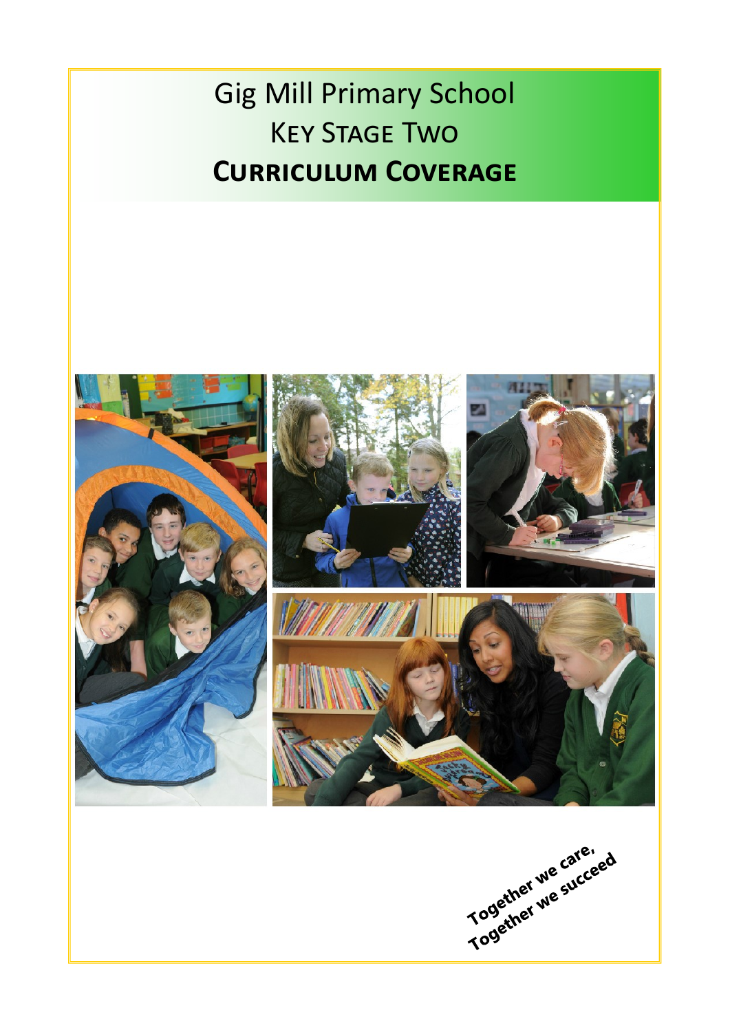# Gig Mill Primary School

## Key Stage Two

## **Curriculum Coverage**

**Together we care,**
**Together we succeed**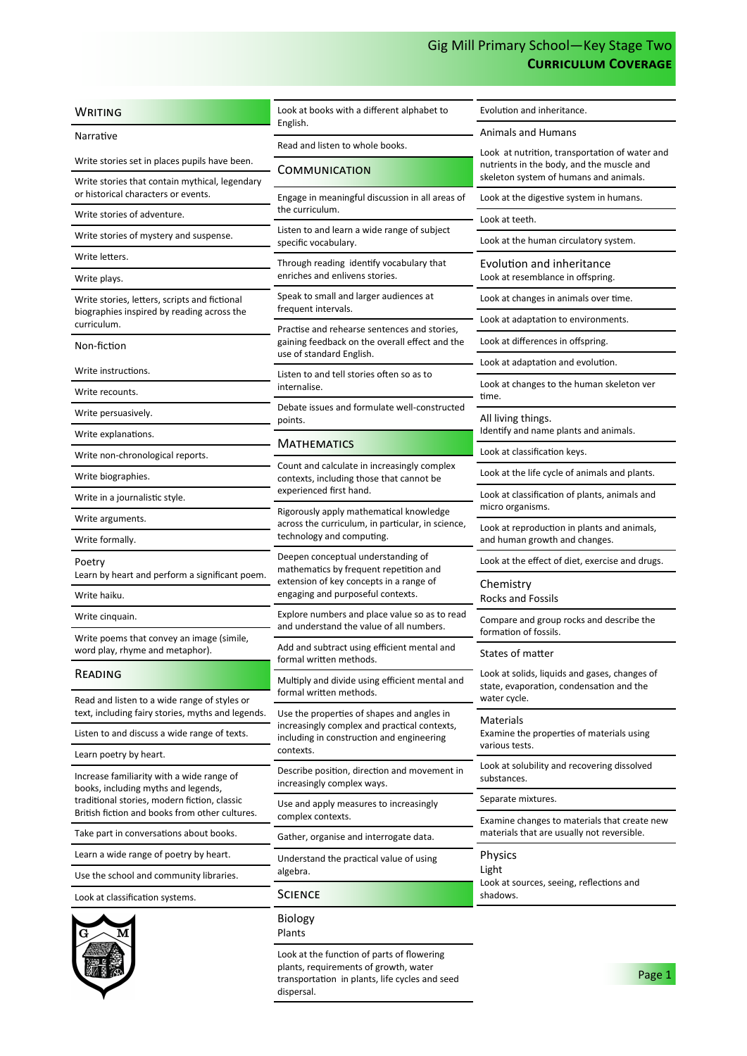# Gig Mill Primary School—Key Stage Two
## Curriculum Coverage

## Writing

### Narrative

- Write stories set in places pupils have been.
- Write stories that contain mythical, legendary or historical characters or events.
- Write stories of adventure.
- Write stories of mystery and suspense.
- Write letters.
- Write plays.
- Write stories, letters, scripts and fictional biographies inspired by reading across the curriculum.

### Non-fiction

- Write instructions.
- Write recounts.
- Write persuasively.
- Write explanations.
- Write non-chronological reports.
- Write biographies.
- Write in a journalistic style.
- Write arguments.
- Write formally.

### Poetry

- Learn by heart and perform a significant poem.
- Write haiku.
- Write cinquain.
- Write poems that convey an image (simile, word play, rhyme and metaphor).

## Reading

- Read and listen to a wide range of styles or text, including fairy stories, myths and legends.
- Listen to and discuss a wide range of texts.
- Learn poetry by heart.
- Increase familiarity with a wide range of books, including myths and legends, traditional stories, modern fiction, classic British fiction and books from other cultures.
- Take part in conversations about books.
- Learn a wide range of poetry by heart.
- Use the school and community libraries.
- Look at classification systems.
- Look at books with a different alphabet to English.
- Read and listen to whole books.

## Communication

- Engage in meaningful discussion in all areas of the curriculum.
- Listen to and learn a wide range of subject specific vocabulary.
- Through reading identify vocabulary that enriches and enlivens stories.
- Speak to small and larger audiences at frequent intervals.
- Practise and rehearse sentences and stories, gaining feedback on the overall effect and the use of standard English.
- Listen to and tell stories often so as to internalise.
- Debate issues and formulate well-constructed points.

## Mathematics

- Count and calculate in increasingly complex contexts, including those that cannot be experienced first hand.
- Rigorously apply mathematical knowledge across the curriculum, in particular, in science, technology and computing.
- Deepen conceptual understanding of mathematics by frequent repetition and extension of key concepts in a range of engaging and purposeful contexts.
- Explore numbers and place value so as to read and understand the value of all numbers.
- Add and subtract using efficient mental and formal written methods.
- Multiply and divide using efficient mental and formal written methods.
- Use the properties of shapes and angles in increasingly complex and practical contexts, including in construction and engineering contexts.
- Describe position, direction and movement in increasingly complex ways.
- Use and apply measures to increasingly complex contexts.
- Gather, organise and interrogate data.
- Understand the practical value of using algebra.

## Science

### Biology

#### Plants

- Look at the function of parts of flowering plants, requirements of growth, water transportation in plants, life cycles and seed dispersal.
- Evolution and inheritance.

#### Animals and Humans

- Look at nutrition, transportation of water and nutrients in the body, and the muscle and skeleton system of humans and animals.
- Look at the digestive system in humans.
- Look at teeth.
- Look at the human circulatory system.

#### Evolution and inheritance

- Look at resemblance in offspring.
- Look at changes in animals over time.
- Look at adaptation to environments.
- Look at differences in offspring.
- Look at adaptation and evolution.
- Look at changes to the human skeleton ver time.

#### All living things.

- Identify and name plants and animals.
- Look at classification keys.
- Look at the life cycle of animals and plants.
- Look at classification of plants, animals and micro organisms.
- Look at reproduction in plants and animals, and human growth and changes.
- Look at the effect of diet, exercise and drugs.

### Chemistry

#### Rocks and Fossils

- Compare and group rocks and describe the formation of fossils.

#### States of matter

- Look at solids, liquids and gases, changes of state, evaporation, condensation and the water cycle.

#### Materials

- Examine the properties of materials using various tests.
- Look at solubility and recovering dissolved substances.
- Separate mixtures.
- Examine changes to materials that create new materials that are usually not reversible.

### Physics

#### Light

- Look at sources, seeing, reflections and shadows.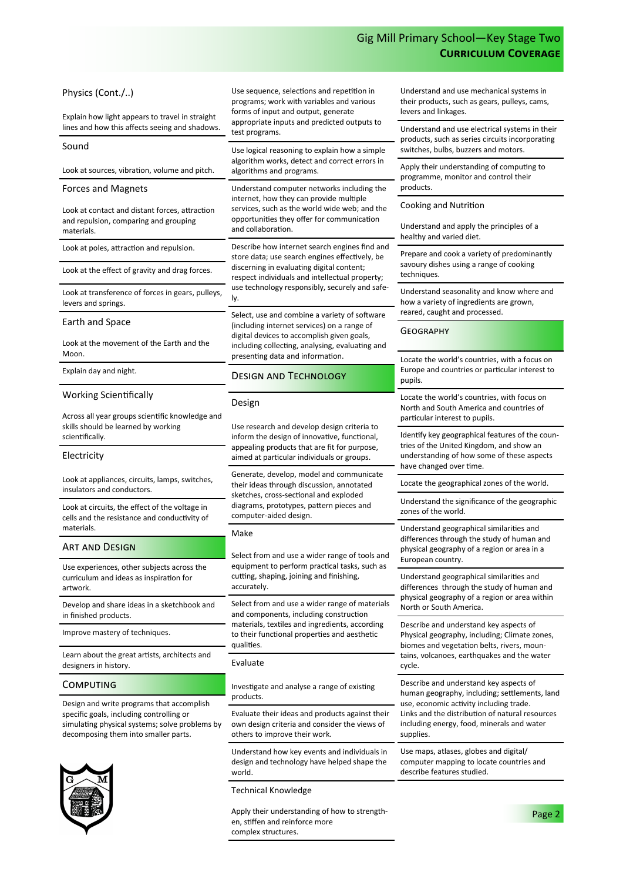### Physics (Cont./..)

Explain how light appears to travel in straight lines and how this affects seeing and shadows.

### Sound

Look at sources, vibration, volume and pitch.

### Forces and Magnets

Look at contact and distant forces, attraction and repulsion, comparing and grouping materials.

Look at poles, attraction and repulsion.

Look at the effect of gravity and drag forces.

Look at transference of forces in gears, pulleys, levers and springs.

### Earth and Space

Look at the movement of the Earth and the Moon.

Explain day and night.

### Working Scientifically

Across all year groups scientific knowledge and skills should be learned by working scientifically.

### Electricity

Look at appliances, circuits, lamps, switches, insulators and conductors.

Look at circuits, the effect of the voltage in cells and the resistance and conductivity of materials.

## Art and Design

Use experiences, other subjects across the curriculum and ideas as inspiration for artwork.

Develop and share ideas in a sketchbook and in finished products.

Improve mastery of techniques.

Learn about the great artists, architects and designers in history.

## Computing

Design and write programs that accomplish specific goals, including controlling or simulating physical systems; solve problems by decomposing them into smaller parts.

Use sequence, selections and repetition in programs; work with variables and various forms of input and output, generate appropriate inputs and predicted outputs to test programs.

Use logical reasoning to explain how a simple algorithm works, detect and correct errors in algorithms and programs.

Understand computer networks including the internet, how they can provide multiple services, such as the world wide web; and the opportunities they offer for communication and collaboration.

Describe how internet search engines find and store data; use search engines effectively, be discerning in evaluating digital content; respect individuals and intellectual property; use technology responsibly, securely and safely.

Select, use and combine a variety of software (including internet services) on a range of digital devices to accomplish given goals, including collecting, analysing, evaluating and presenting data and information.

## Design and Technology

### Design

Use research and develop design criteria to inform the design of innovative, functional, appealing products that are fit for purpose, aimed at particular individuals or groups.

Generate, develop, model and communicate their ideas through discussion, annotated sketches, cross-sectional and exploded diagrams, prototypes, pattern pieces and computer-aided design.

### Make

Select from and use a wider range of tools and equipment to perform practical tasks, such as cutting, shaping, joining and finishing, accurately.

Select from and use a wider range of materials and components, including construction materials, textiles and ingredients, according to their functional properties and aesthetic qualities.

### Evaluate

Investigate and analyse a range of existing products.

Evaluate their ideas and products against their own design criteria and consider the views of others to improve their work.

Understand how key events and individuals in design and technology have helped shape the world.

### Technical Knowledge

Apply their understanding of how to strengthen, stiffen and reinforce more complex structures.

Understand and use mechanical systems in their products, such as gears, pulleys, cams, levers and linkages.

Understand and use electrical systems in their products, such as series circuits incorporating switches, bulbs, buzzers and motors.

Apply their understanding of computing to programme, monitor and control their products.

### Cooking and Nutrition

Understand and apply the principles of a healthy and varied diet.

Prepare and cook a variety of predominantly savoury dishes using a range of cooking techniques.

Understand seasonality and know where and how a variety of ingredients are grown, reared, caught and processed.

## Geography

Locate the world's countries, with a focus on Europe and countries or particular interest to pupils.

Locate the world's countries, with focus on North and South America and countries of particular interest to pupils.

Identify key geographical features of the countries of the United Kingdom, and show an understanding of how some of these aspects have changed over time.

Locate the geographical zones of the world.

Understand the significance of the geographic zones of the world.

Understand geographical similarities and differences through the study of human and physical geography of a region or area in a European country.

Understand geographical similarities and differences through the study of human and physical geography of a region or area within North or South America.

Describe and understand key aspects of Physical geography, including; Climate zones, biomes and vegetation belts, rivers, mountains, volcanoes, earthquakes and the water cycle.

Describe and understand key aspects of human geography, including; settlements, land use, economic activity including trade.
Links and the distribution of natural resources including energy, food, minerals and water supplies.

Use maps, atlases, globes and digital/computer mapping to locate countries and describe features studied.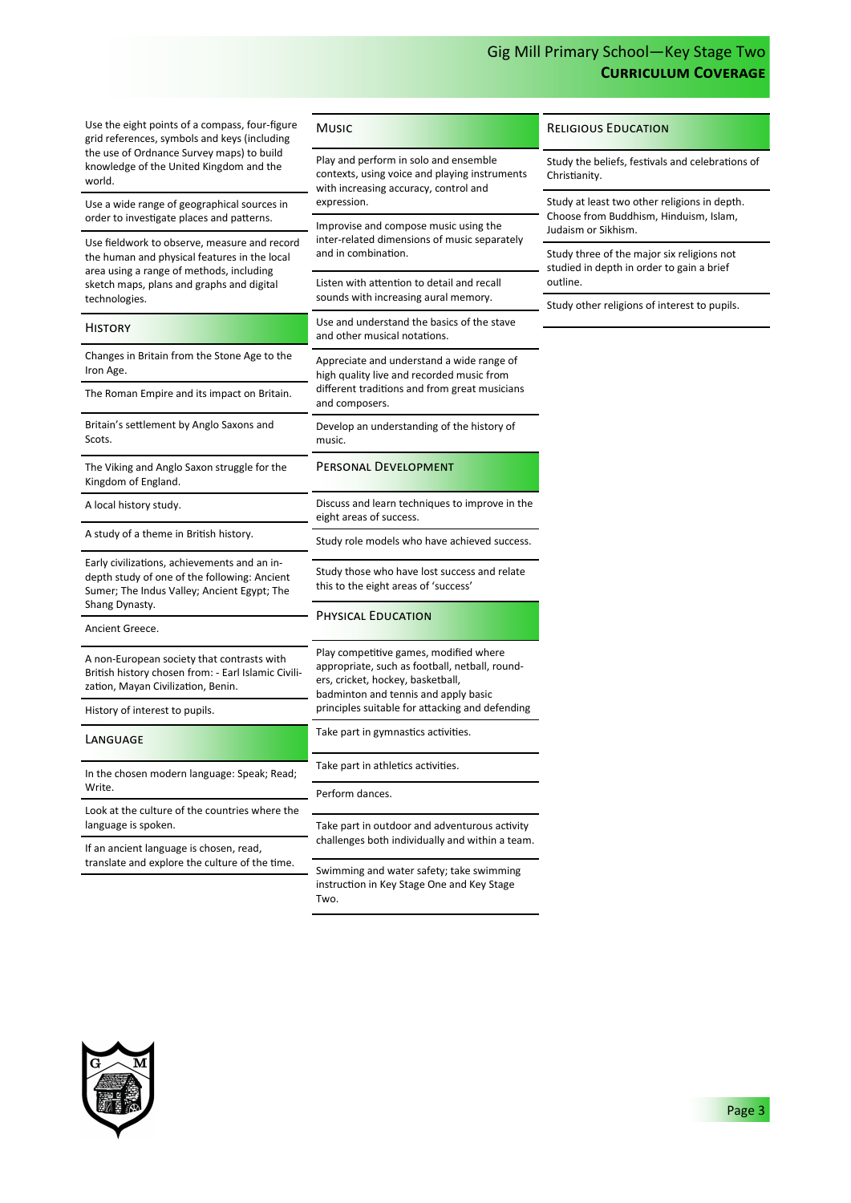Use the eight points of a compass, four-figure grid references, symbols and keys (including the use of Ordnance Survey maps) to build knowledge of the United Kingdom and the world.

Use a wide range of geographical sources in order to investigate places and patterns.

Use fieldwork to observe, measure and record the human and physical features in the local area using a range of methods, including sketch maps, plans and graphs and digital technologies.

## History

Changes in Britain from the Stone Age to the Iron Age.

The Roman Empire and its impact on Britain.

Britain's settlement by Anglo Saxons and Scots.

The Viking and Anglo Saxon struggle for the Kingdom of England.

A local history study.

A study of a theme in British history.

Early civilizations, achievements and an in-depth study of one of the following: Ancient Sumer; The Indus Valley; Ancient Egypt; The Shang Dynasty.

Ancient Greece.

A non-European society that contrasts with British history chosen from: - Earl Islamic Civilization, Mayan Civilization, Benin.

History of interest to pupils.

## Language

In the chosen modern language: Speak; Read; Write.

Look at the culture of the countries where the language is spoken.

If an ancient language is chosen, read, translate and explore the culture of the time.

## Music

Play and perform in solo and ensemble contexts, using voice and playing instruments with increasing accuracy, control and expression.

Improvise and compose music using the inter-related dimensions of music separately and in combination.

Listen with attention to detail and recall sounds with increasing aural memory.

Use and understand the basics of the stave and other musical notations.

Appreciate and understand a wide range of high quality live and recorded music from different traditions and from great musicians and composers.

Develop an understanding of the history of music.

## Personal Development

Discuss and learn techniques to improve in the eight areas of success.

Study role models who have achieved success.

Study those who have lost success and relate this to the eight areas of 'success'

## Physical Education

Play competitive games, modified where appropriate, such as football, netball, rounders, cricket, hockey, basketball, badminton and tennis and apply basic principles suitable for attacking and defending

Take part in gymnastics activities.

Take part in athletics activities.

Perform dances.

Take part in outdoor and adventurous activity challenges both individually and within a team.

Swimming and water safety; take swimming instruction in Key Stage One and Key Stage Two.

## Religious Education

Study the beliefs, festivals and celebrations of Christianity.

Study at least two other religions in depth. Choose from Buddhism, Hinduism, Islam, Judaism or Sikhism.

Study three of the major six religions not studied in depth in order to gain a brief outline.

Study other religions of interest to pupils.